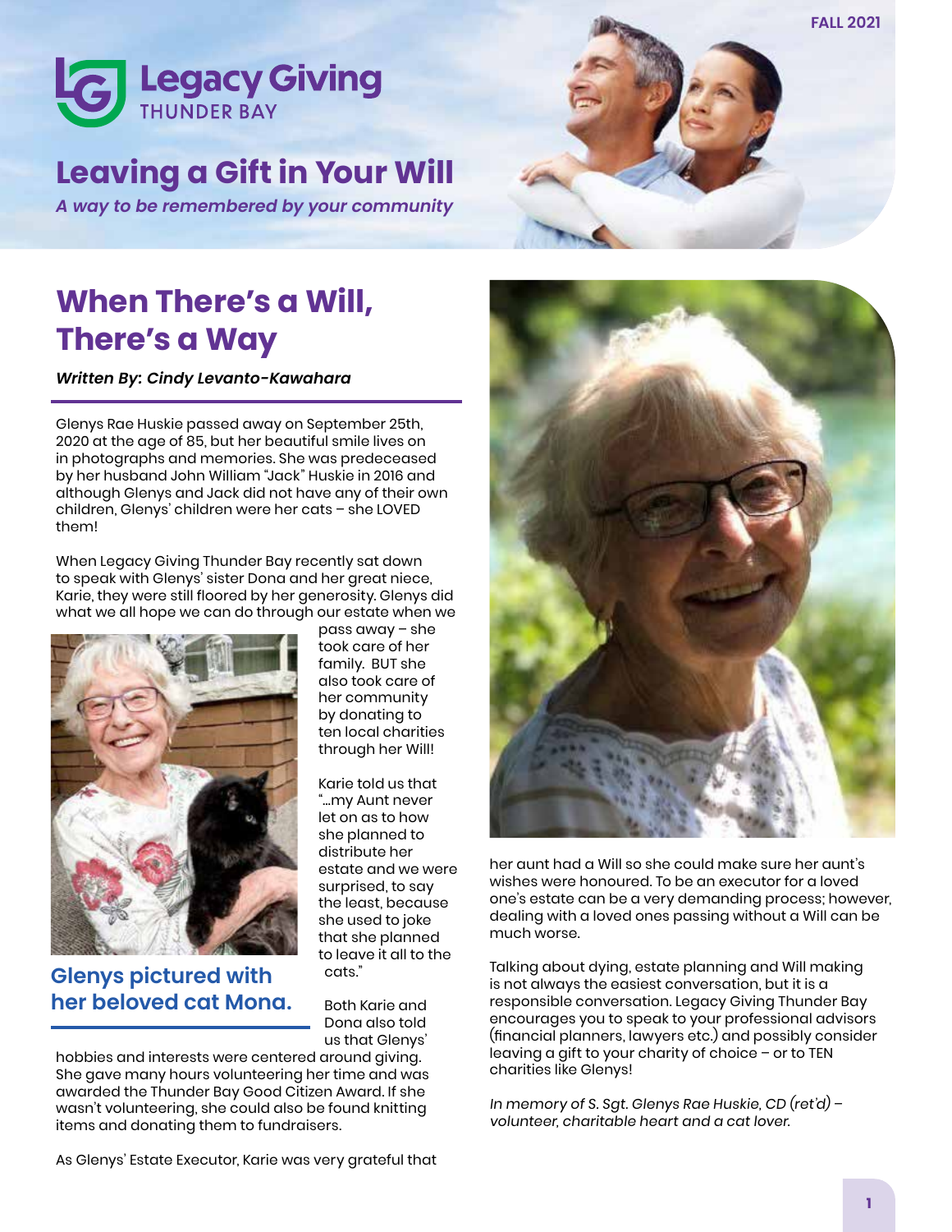FALL 2021

Legacy Giving THUNDER BAY

# Leaving a Gift in Your Will

*A way to be remembered by your community*

## When There's a Will, There's a Way

***Written By: Cindy Levanto-Kawahara***

Glenys Rae Huskie passed away on September 25th, 2020 at the age of 85, but her beautiful smile lives on in photographs and memories. She was predeceased by her husband John William "Jack" Huskie in 2016 and although Glenys and Jack did not have any of their own children, Glenys' children were her cats – she LOVED them!

When Legacy Giving Thunder Bay recently sat down to speak with Glenys' sister Dona and her great niece, Karie, they were still floored by her generosity. Glenys did what we all hope we can do through our estate when we pass away – she took care of her family. BUT she also took care of her community by donating to ten local charities through her Will!

Karie told us that "…my Aunt never let on as to how she planned to distribute her estate and we were surprised, to say the least, because she used to joke that she planned to leave it all to the cats."

**Glenys pictured with her beloved cat Mona.**

Both Karie and Dona also told us that Glenys' hobbies and interests were centered around giving. She gave many hours volunteering her time and was awarded the Thunder Bay Good Citizen Award. If she wasn't volunteering, she could also be found knitting items and donating them to fundraisers.

As Glenys' Estate Executor, Karie was very grateful that her aunt had a Will so she could make sure her aunt's wishes were honoured. To be an executor for a loved one's estate can be a very demanding process; however, dealing with a loved ones passing without a Will can be much worse.

Talking about dying, estate planning and Will making is not always the easiest conversation, but it is a responsible conversation. Legacy Giving Thunder Bay encourages you to speak to your professional advisors (financial planners, lawyers etc.) and possibly consider leaving a gift to your charity of choice – or to TEN charities like Glenys!

*In memory of S. Sgt. Glenys Rae Huskie, CD (ret'd) – volunteer, charitable heart and a cat lover.*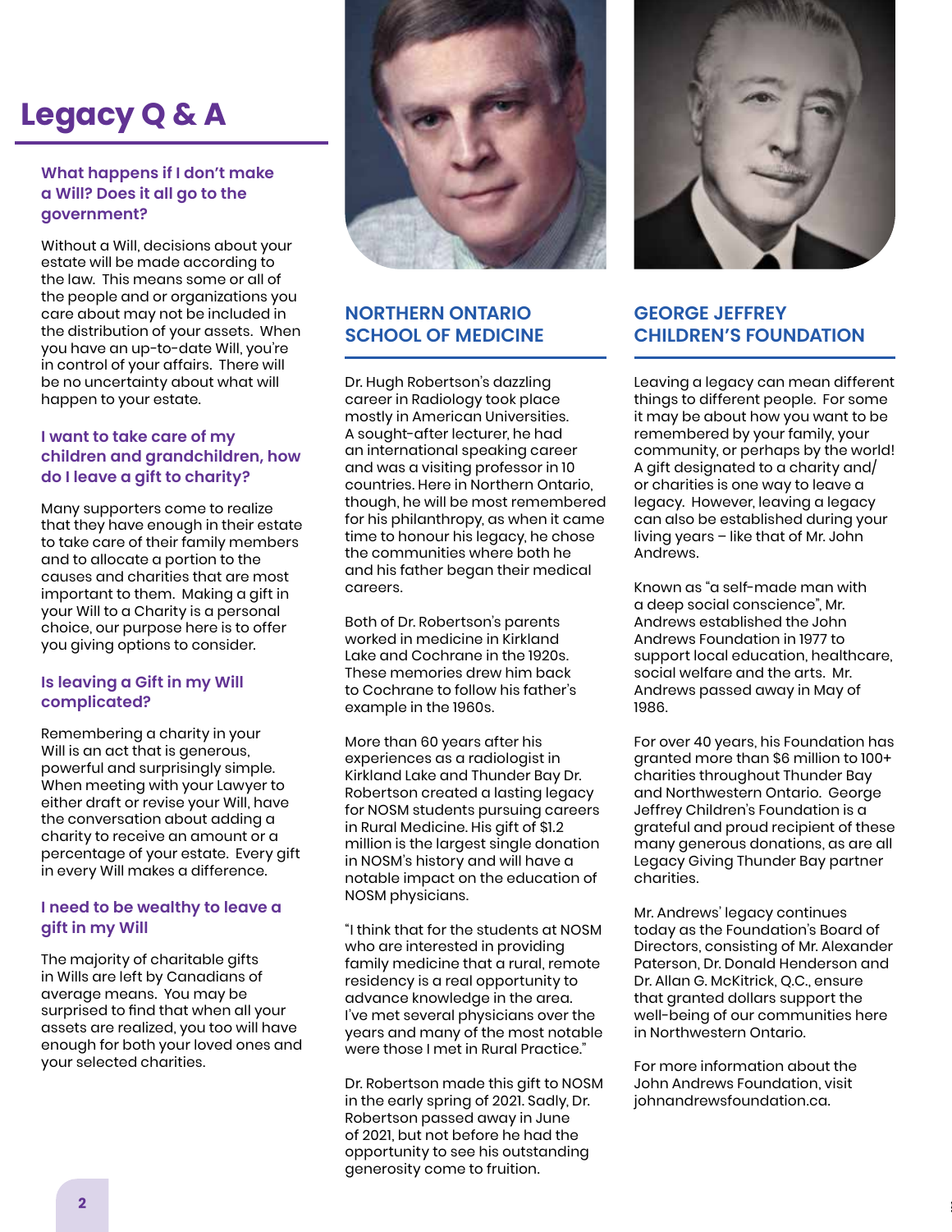# Legacy Q & A

### What happens if I don't make a Will? Does it all go to the government?

Without a Will, decisions about your estate will be made according to the law. This means some or all of the people and or organizations you care about may not be included in the distribution of your assets. When you have an up-to-date Will, you're in control of your affairs. There will be no uncertainty about what will happen to your estate.

### I want to take care of my children and grandchildren, how do I leave a gift to charity?

Many supporters come to realize that they have enough in their estate to take care of their family members and to allocate a portion to the causes and charities that are most important to them. Making a gift in your Will to a Charity is a personal choice, our purpose here is to offer you giving options to consider.

### Is leaving a Gift in my Will complicated?

Remembering a charity in your Will is an act that is generous, powerful and surprisingly simple. When meeting with your Lawyer to either draft or revise your Will, have the conversation about adding a charity to receive an amount or a percentage of your estate. Every gift in every Will makes a difference.

### I need to be wealthy to leave a gift in my Will

The majority of charitable gifts in Wills are left by Canadians of average means. You may be surprised to find that when all your assets are realized, you too will have enough for both your loved ones and your selected charities.

## NORTHERN ONTARIO SCHOOL OF MEDICINE

Dr. Hugh Robertson's dazzling career in Radiology took place mostly in American Universities. A sought-after lecturer, he had an international speaking career and was a visiting professor in 10 countries. Here in Northern Ontario, though, he will be most remembered for his philanthropy, as when it came time to honour his legacy, he chose the communities where both he and his father began their medical careers.

Both of Dr. Robertson's parents worked in medicine in Kirkland Lake and Cochrane in the 1920s. These memories drew him back to Cochrane to follow his father's example in the 1960s.

More than 60 years after his experiences as a radiologist in Kirkland Lake and Thunder Bay Dr. Robertson created a lasting legacy for NOSM students pursuing careers in Rural Medicine. His gift of $1.2 million is the largest single donation in NOSM's history and will have a notable impact on the education of NOSM physicians.

"I think that for the students at NOSM who are interested in providing family medicine that a rural, remote residency is a real opportunity to advance knowledge in the area. I've met several physicians over the years and many of the most notable were those I met in Rural Practice."

Dr. Robertson made this gift to NOSM in the early spring of 2021. Sadly, Dr. Robertson passed away in June of 2021, but not before he had the opportunity to see his outstanding generosity come to fruition.

## GEORGE JEFFREY CHILDREN'S FOUNDATION

Leaving a legacy can mean different things to different people. For some it may be about how you want to be remembered by your family, your community, or perhaps by the world! A gift designated to a charity and/or charities is one way to leave a legacy. However, leaving a legacy can also be established during your living years – like that of Mr. John Andrews.

Known as "a self-made man with a deep social conscience", Mr. Andrews established the John Andrews Foundation in 1977 to support local education, healthcare, social welfare and the arts. Mr. Andrews passed away in May of 1986.

For over 40 years, his Foundation has granted more than $6 million to 100+ charities throughout Thunder Bay and Northwestern Ontario. George Jeffrey Children's Foundation is a grateful and proud recipient of these many generous donations, as are all Legacy Giving Thunder Bay partner charities.

Mr. Andrews' legacy continues today as the Foundation's Board of Directors, consisting of Mr. Alexander Paterson, Dr. Donald Henderson and Dr. Allan G. McKitrick, Q.C., ensure that granted dollars support the well-being of our communities here in Northwestern Ontario.

For more information about the John Andrews Foundation, visit johnandrewsfoundation.ca.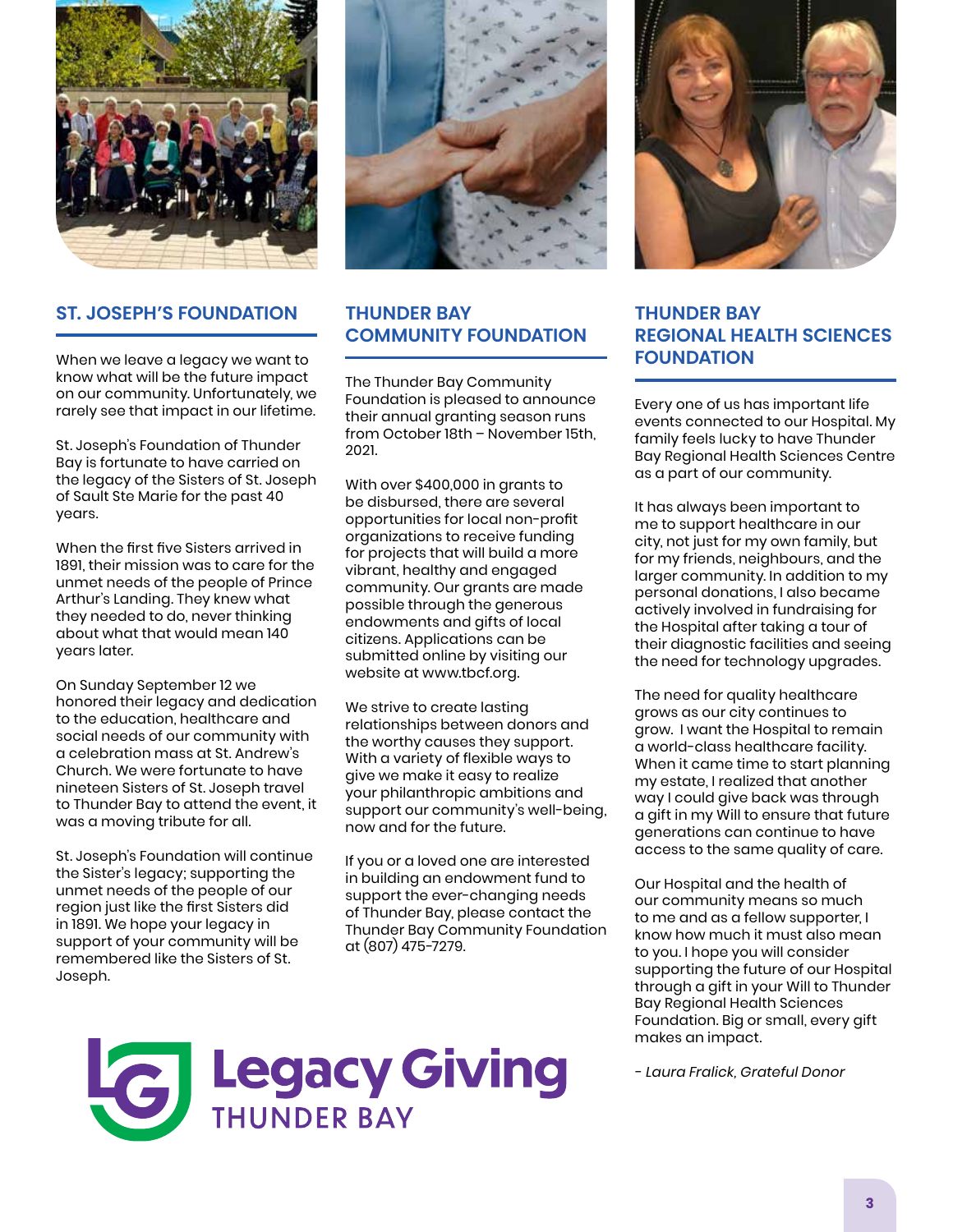## ST. JOSEPH'S FOUNDATION

When we leave a legacy we want to know what will be the future impact on our community. Unfortunately, we rarely see that impact in our lifetime.

St. Joseph's Foundation of Thunder Bay is fortunate to have carried on the legacy of the Sisters of St. Joseph of Sault Ste Marie for the past 40 years.

When the first five Sisters arrived in 1891, their mission was to care for the unmet needs of the people of Prince Arthur's Landing. They knew what they needed to do, never thinking about what that would mean 140 years later.

On Sunday September 12 we honored their legacy and dedication to the education, healthcare and social needs of our community with a celebration mass at St. Andrew's Church. We were fortunate to have nineteen Sisters of St. Joseph travel to Thunder Bay to attend the event, it was a moving tribute for all.

St. Joseph's Foundation will continue the Sister's legacy; supporting the unmet needs of the people of our region just like the first Sisters did in 1891. We hope your legacy in support of your community will be remembered like the Sisters of St. Joseph.

## THUNDER BAY COMMUNITY FOUNDATION

The Thunder Bay Community Foundation is pleased to announce their annual granting season runs from October 18th – November 15th, 2021.

With over $400,000 in grants to be disbursed, there are several opportunities for local non-profit organizations to receive funding for projects that will build a more vibrant, healthy and engaged community. Our grants are made possible through the generous endowments and gifts of local citizens. Applications can be submitted online by visiting our website at www.tbcf.org.

We strive to create lasting relationships between donors and the worthy causes they support. With a variety of flexible ways to give we make it easy to realize your philanthropic ambitions and support our community's well-being, now and for the future.

If you or a loved one are interested in building an endowment fund to support the ever-changing needs of Thunder Bay, please contact the Thunder Bay Community Foundation at (807) 475-7279.

## THUNDER BAY REGIONAL HEALTH SCIENCES FOUNDATION

Every one of us has important life events connected to our Hospital. My family feels lucky to have Thunder Bay Regional Health Sciences Centre as a part of our community.

It has always been important to me to support healthcare in our city, not just for my own family, but for my friends, neighbours, and the larger community. In addition to my personal donations, I also became actively involved in fundraising for the Hospital after taking a tour of their diagnostic facilities and seeing the need for technology upgrades.

The need for quality healthcare grows as our city continues to grow. I want the Hospital to remain a world-class healthcare facility. When it came time to start planning my estate, I realized that another way I could give back was through a gift in my Will to ensure that future generations can continue to have access to the same quality of care.

Our Hospital and the health of our community means so much to me and as a fellow supporter, I know how much it must also mean to you. I hope you will consider supporting the future of our Hospital through a gift in your Will to Thunder Bay Regional Health Sciences Foundation. Big or small, every gift makes an impact.

*- Laura Fralick, Grateful Donor*

Legacy Giving
THUNDER BAY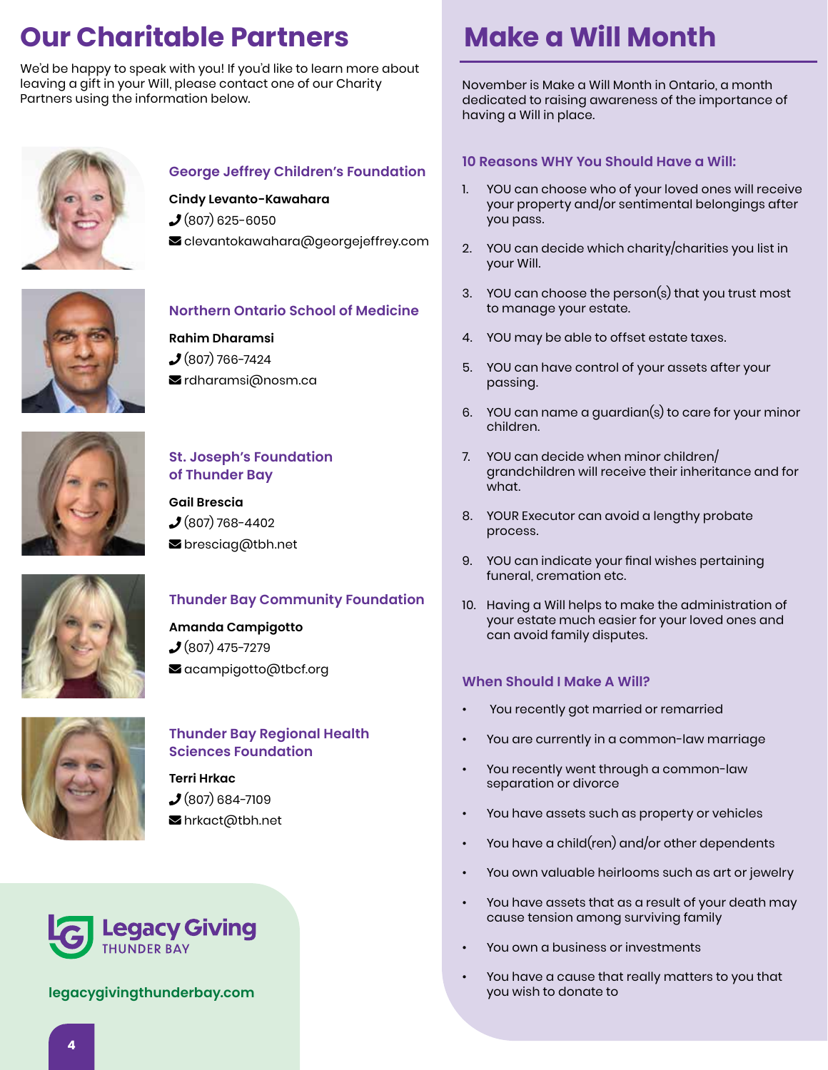# Our Charitable Partners

We'd be happy to speak with you! If you'd like to learn more about leaving a gift in your Will, please contact one of our Charity Partners using the information below.

### George Jeffrey Children's Foundation

**Cindy Levanto-Kawahara**
(807) 625-6050
clevantokawahara@georgejeffrey.com

### Northern Ontario School of Medicine

**Rahim Dharamsi**
(807) 766-7424
rdharamsi@nosm.ca

### St. Joseph's Foundation of Thunder Bay

**Gail Brescia**
(807) 768-4402
bresciag@tbh.net

### Thunder Bay Community Foundation

**Amanda Campigotto**
(807) 475-7279
acampigotto@tbcf.org

### Thunder Bay Regional Health Sciences Foundation

**Terri Hrkac**
(807) 684-7109
hrkact@tbh.net

Legacy Giving THUNDER BAY

legacygivingthunderbay.com

# Make a Will Month

November is Make a Will Month in Ontario, a month dedicated to raising awareness of the importance of having a Will in place.

### 10 Reasons WHY You Should Have a Will:

1. YOU can choose who of your loved ones will receive your property and/or sentimental belongings after you pass.
2. YOU can decide which charity/charities you list in your Will.
3. YOU can choose the person(s) that you trust most to manage your estate.
4. YOU may be able to offset estate taxes.
5. YOU can have control of your assets after your passing.
6. YOU can name a guardian(s) to care for your minor children.
7. YOU can decide when minor children/ grandchildren will receive their inheritance and for what.
8. YOUR Executor can avoid a lengthy probate process.
9. YOU can indicate your final wishes pertaining funeral, cremation etc.
10. Having a Will helps to make the administration of your estate much easier for your loved ones and can avoid family disputes.

### When Should I Make A Will?

- You recently got married or remarried
- You are currently in a common-law marriage
- You recently went through a common-law separation or divorce
- You have assets such as property or vehicles
- You have a child(ren) and/or other dependents
- You own valuable heirlooms such as art or jewelry
- You have assets that as a result of your death may cause tension among surviving family
- You own a business or investments
- You have a cause that really matters to you that you wish to donate to